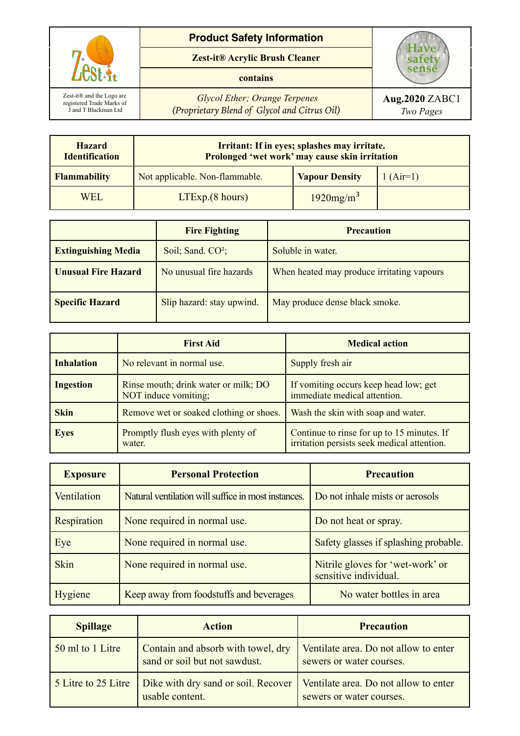| Zest-it® and the Logo are registered Trade Marks of J and T Blackman Ltd | **Product Safety Information** | Have safety sense |
|---|---|---|
| | **Zest-it® Acrylic Brush Cleaner** | |
| | **contains** | |
| | *Glycol Ether; Orange Terpenes (Proprietary Blend of Glycol and Citrus Oil)* | **Aug.2020** ZABC1 *Two Pages* |

| **Hazard Identification** | **Irritant: If in eyes; splashes may irritate. Prolonged 'wet work' may cause skin irritation** | | |
|---|---|---|---|
| **Flammability** | Not applicable. Non-flammable. | **Vapour Density** | 1 (Air=1) |
| WEL | LTExp.(8 hours) | 1920mg/m$^3$ | |

| | **Fire Fighting** | **Precaution** |
|---|---|---|
| **Extinguishing Media** | Soil; Sand. $CO^2$; | Soluble in water. |
| **Unusual Fire Hazard** | No unusual fire hazards | When heated may produce irritating vapours |
| **Specific Hazard** | Slip hazard: stay upwind. | May produce dense black smoke. |

| | **First Aid** | **Medical action** |
|---|---|---|
| **Inhalation** | No relevant in normal use. | Supply fresh air |
| **Ingestion** | Rinse mouth; drink water or milk; DO NOT induce vomiting; | If vomiting occurs keep head low; get immediate medical attention. |
| **Skin** | Remove wet or soaked clothing or shoes. | Wash the skin with soap and water. |
| **Eyes** | Promptly flush eyes with plenty of water. | Continue to rinse for up to 15 minutes. If irritation persists seek medical attention. |

| **Exposure** | **Personal Protection** | **Precaution** |
|---|---|---|
| Ventilation | Natural ventilation will suffice in most instances. | Do not inhale mists or aerosols |
| Respiration | None required in normal use. | Do not heat or spray. |
| Eye | None required in normal use. | Safety glasses if splashing probable. |
| Skin | None required in normal use. | Nitrile gloves for 'wet-work' or sensitive individual. |
| Hygiene | Keep away from foodstuffs and beverages | No water bottles in area |

| **Spillage** | **Action** | **Precaution** |
|---|---|---|
| 50 ml to 1 Litre | Contain and absorb with towel, dry sand or soil but not sawdust. | Ventilate area. Do not allow to enter sewers or water courses. |
| 5 Litre to 25 Litre | Dike with dry sand or soil. Recover usable content. | Ventilate area. Do not allow to enter sewers or water courses. |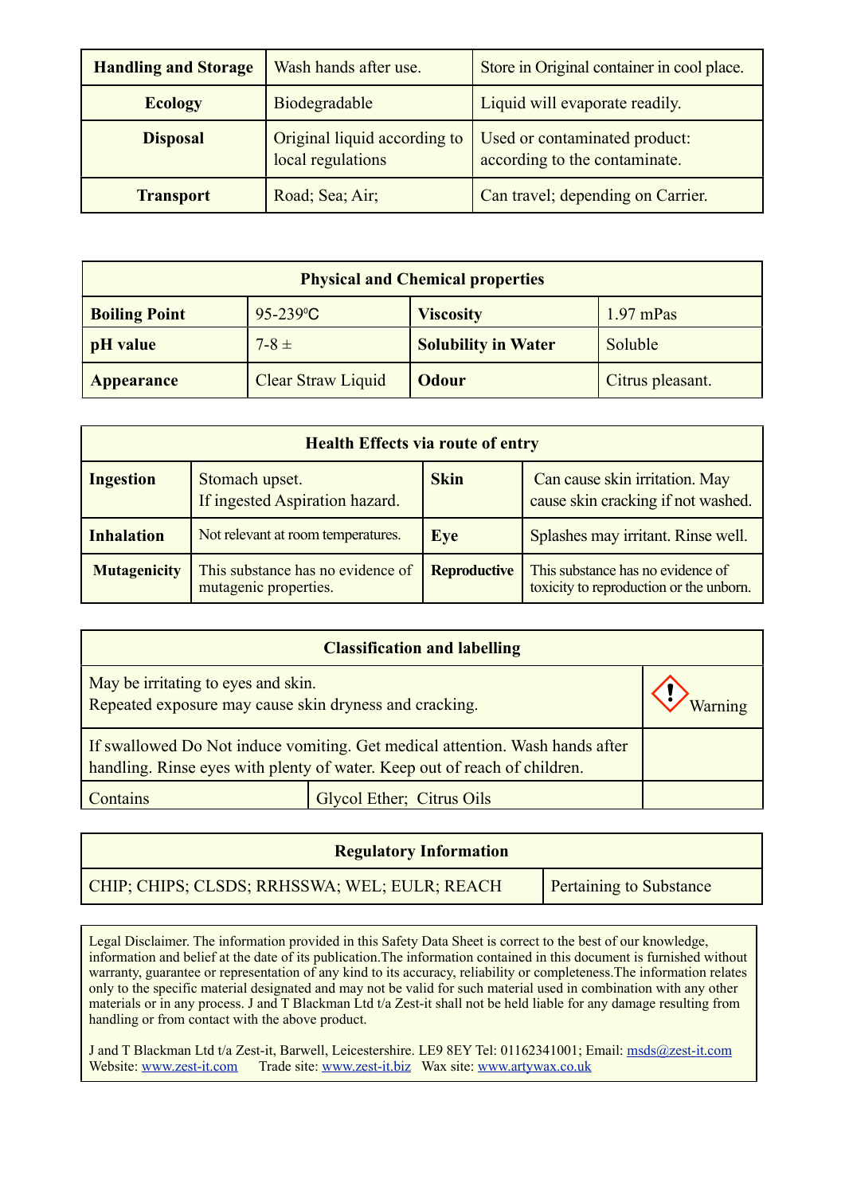| | | |
|---|---|---|
| **Handling and Storage** | Wash hands after use. | Store in Original container in cool place. |
| **Ecology** | Biodegradable | Liquid will evaporate readily. |
| **Disposal** | Original liquid according to local regulations | Used or contaminated product: according to the contaminate. |
| **Transport** | Road; Sea; Air; | Can travel; depending on Carrier. |

| **Physical and Chemical properties** | | | |
|---|---|---|---|
| **Boiling Point** | 95-239$^{o}$C | **Viscosity** | 1.97 mPas |
| **pH value** | 7-8 ± | **Solubility in Water** | Soluble |
| **Appearance** | Clear Straw Liquid | **Odour** | Citrus pleasant. |

| **Health Effects via route of entry** | | | |
|---|---|---|---|
| **Ingestion** | Stomach upset. If ingested Aspiration hazard. | **Skin** | Can cause skin irritation. May cause skin cracking if not washed. |
| **Inhalation** | Not relevant at room temperatures. | **Eye** | Splashes may irritant. Rinse well. |
| **Mutagenicity** | This substance has no evidence of mutagenic properties. | **Reproductive** | This substance has no evidence of toxicity to reproduction or the unborn. |

| **Classification and labelling** | | |
|---|---|---|
| May be irritating to eyes and skin. Repeated exposure may cause skin dryness and cracking. | | Warning |
| If swallowed Do Not induce vomiting. Get medical attention. Wash hands after handling. Rinse eyes with plenty of water. Keep out of reach of children. | | |
| Contains | Glycol Ether; Citrus Oils | |

| **Regulatory Information** | |
|---|---|
| CHIP; CHIPS; CLSDS; RRHSSWA; WEL; EULR; REACH | Pertaining to Substance |

Legal Disclaimer. The information provided in this Safety Data Sheet is correct to the best of our knowledge, information and belief at the date of its publication.The information contained in this document is furnished without warranty, guarantee or representation of any kind to its accuracy, reliability or completeness.The information relates only to the specific material designated and may not be valid for such material used in combination with any other materials or in any process. J and T Blackman Ltd t/a Zest-it shall not be held liable for any damage resulting from handling or from contact with the above product.

J and T Blackman Ltd t/a Zest-it, Barwell, Leicestershire. LE9 8EY Tel: 01162341001; Email: msds@zest-it.com
Website: www.zest-it.com Trade site: www.zest-it.biz Wax site: www.artywax.co.uk